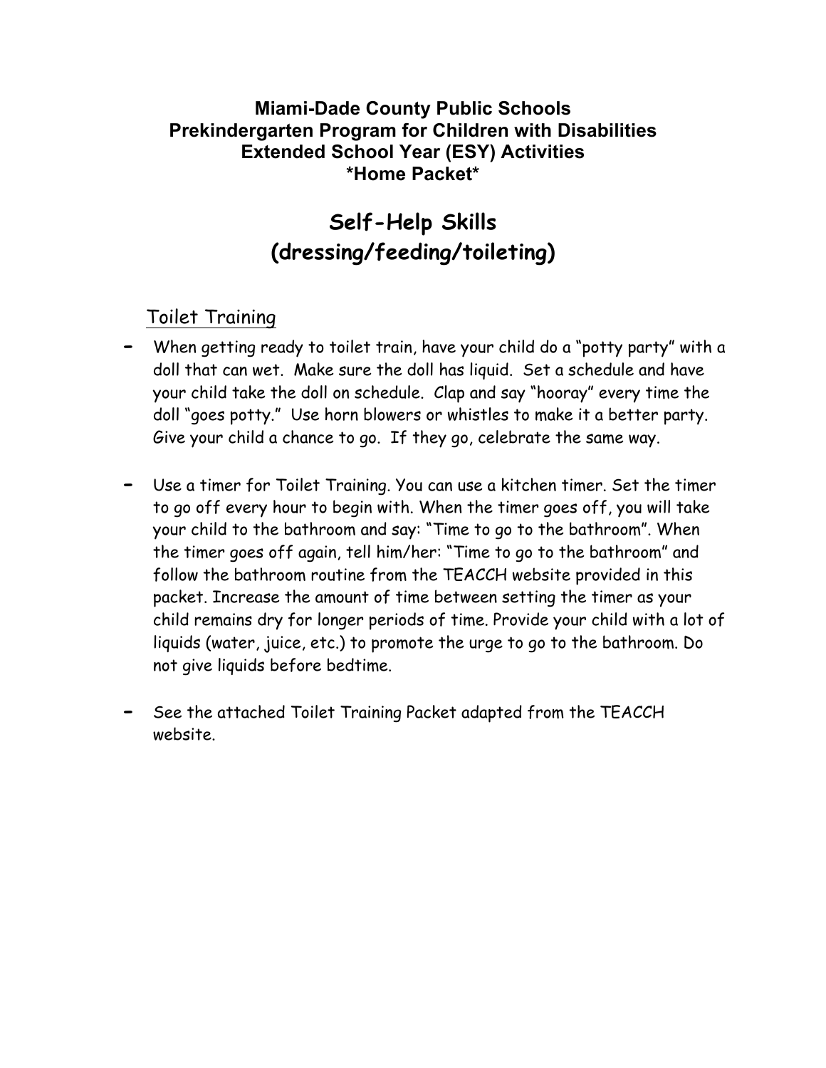**Miami-Dade County Public Schools**
**Prekindergarten Program for Children with Disabilities**
**Extended School Year (ESY) Activities**
***Home Packet***

# Self-Help Skills
# (dressing/feeding/toileting)

## Toilet Training

- When getting ready to toilet train, have your child do a "potty party" with a doll that can wet. Make sure the doll has liquid. Set a schedule and have your child take the doll on schedule. Clap and say "hooray" every time the doll "goes potty." Use horn blowers or whistles to make it a better party. Give your child a chance to go. If they go, celebrate the same way.

- Use a timer for Toilet Training. You can use a kitchen timer. Set the timer to go off every hour to begin with. When the timer goes off, you will take your child to the bathroom and say: "Time to go to the bathroom". When the timer goes off again, tell him/her: "Time to go to the bathroom" and follow the bathroom routine from the TEACCH website provided in this packet. Increase the amount of time between setting the timer as your child remains dry for longer periods of time. Provide your child with a lot of liquids (water, juice, etc.) to promote the urge to go to the bathroom. Do not give liquids before bedtime.

- See the attached Toilet Training Packet adapted from the TEACCH website.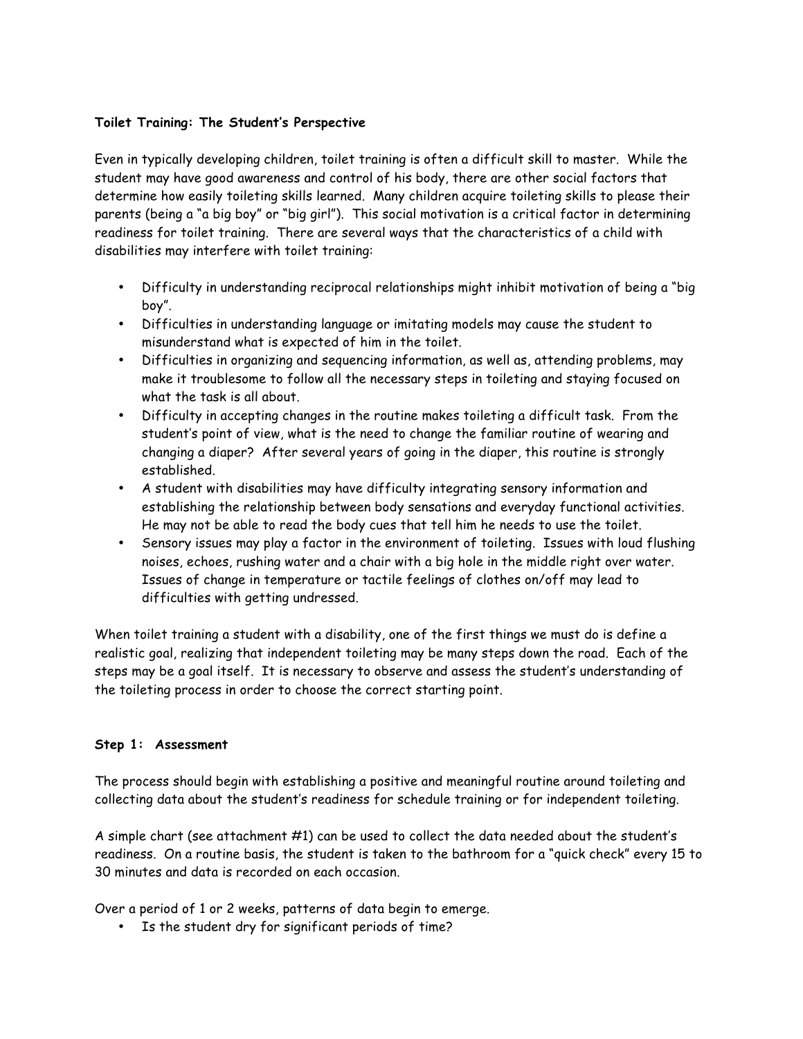**Toilet Training: The Student's Perspective**

Even in typically developing children, toilet training is often a difficult skill to master. While the student may have good awareness and control of his body, there are other social factors that determine how easily toileting skills learned. Many children acquire toileting skills to please their parents (being a "a big boy" or "big girl"). This social motivation is a critical factor in determining readiness for toilet training. There are several ways that the characteristics of a child with disabilities may interfere with toilet training:

- Difficulty in understanding reciprocal relationships might inhibit motivation of being a "big boy".
- Difficulties in understanding language or imitating models may cause the student to misunderstand what is expected of him in the toilet.
- Difficulties in organizing and sequencing information, as well as, attending problems, may make it troublesome to follow all the necessary steps in toileting and staying focused on what the task is all about.
- Difficulty in accepting changes in the routine makes toileting a difficult task. From the student's point of view, what is the need to change the familiar routine of wearing and changing a diaper? After several years of going in the diaper, this routine is strongly established.
- A student with disabilities may have difficulty integrating sensory information and establishing the relationship between body sensations and everyday functional activities. He may not be able to read the body cues that tell him he needs to use the toilet.
- Sensory issues may play a factor in the environment of toileting. Issues with loud flushing noises, echoes, rushing water and a chair with a big hole in the middle right over water. Issues of change in temperature or tactile feelings of clothes on/off may lead to difficulties with getting undressed.

When toilet training a student with a disability, one of the first things we must do is define a realistic goal, realizing that independent toileting may be many steps down the road. Each of the steps may be a goal itself. It is necessary to observe and assess the student's understanding of the toileting process in order to choose the correct starting point.

**Step 1: Assessment**

The process should begin with establishing a positive and meaningful routine around toileting and collecting data about the student's readiness for schedule training or for independent toileting.

A simple chart (see attachment #1) can be used to collect the data needed about the student's readiness. On a routine basis, the student is taken to the bathroom for a "quick check" every 15 to 30 minutes and data is recorded on each occasion.

Over a period of 1 or 2 weeks, patterns of data begin to emerge.

- Is the student dry for significant periods of time?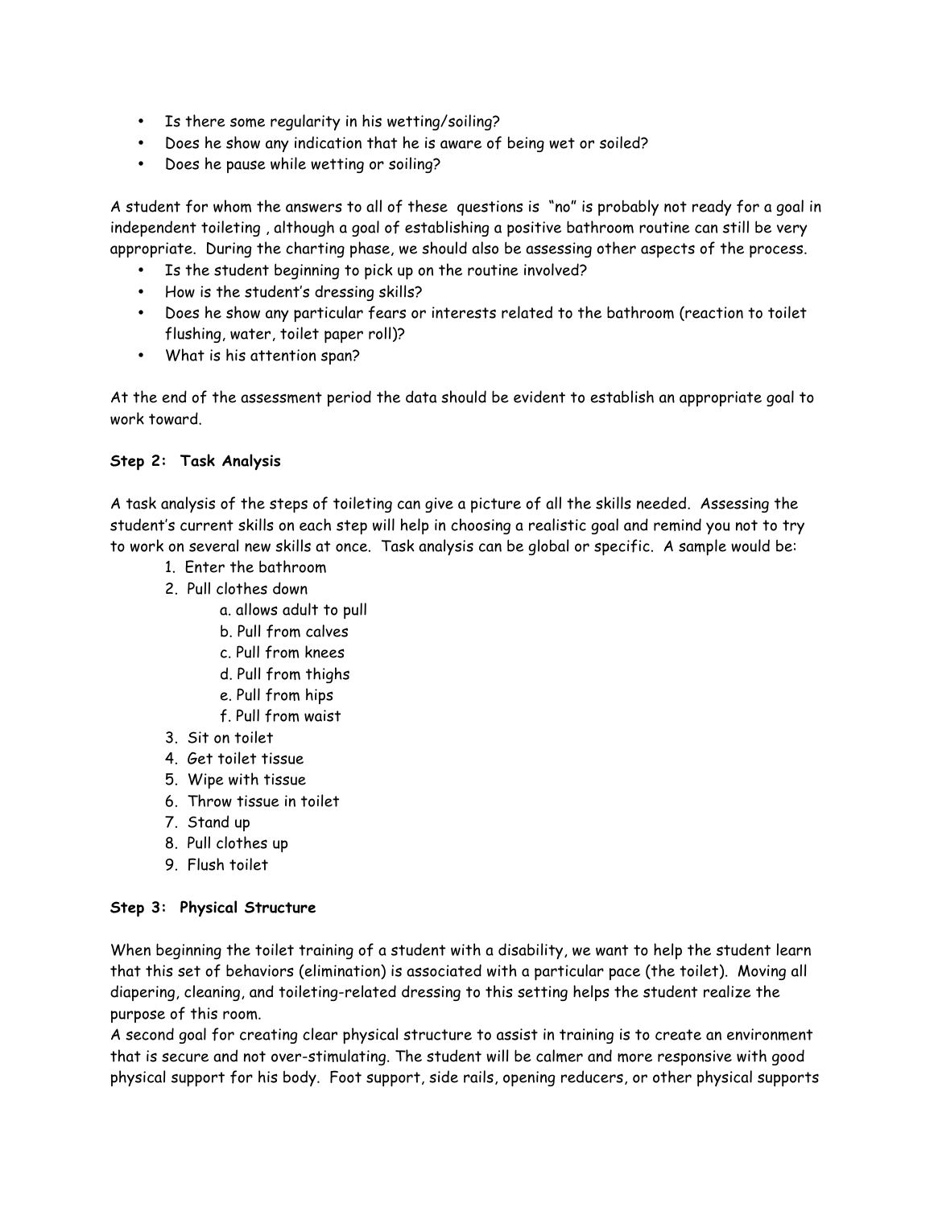- Is there some regularity in his wetting/soiling?
- Does he show any indication that he is aware of being wet or soiled?
- Does he pause while wetting or soiling?

A student for whom the answers to all of these questions is "no" is probably not ready for a goal in independent toileting , although a goal of establishing a positive bathroom routine can still be very appropriate. During the charting phase, we should also be assessing other aspects of the process.

- Is the student beginning to pick up on the routine involved?
- How is the student's dressing skills?
- Does he show any particular fears or interests related to the bathroom (reaction to toilet flushing, water, toilet paper roll)?
- What is his attention span?

At the end of the assessment period the data should be evident to establish an appropriate goal to work toward.

**Step 2: Task Analysis**

A task analysis of the steps of toileting can give a picture of all the skills needed. Assessing the student's current skills on each step will help in choosing a realistic goal and remind you not to try to work on several new skills at once. Task analysis can be global or specific. A sample would be:

1. Enter the bathroom
2. Pull clothes down
   a. allows adult to pull
   b. Pull from calves
   c. Pull from knees
   d. Pull from thighs
   e. Pull from hips
   f. Pull from waist
3. Sit on toilet
4. Get toilet tissue
5. Wipe with tissue
6. Throw tissue in toilet
7. Stand up
8. Pull clothes up
9. Flush toilet

**Step 3: Physical Structure**

When beginning the toilet training of a student with a disability, we want to help the student learn that this set of behaviors (elimination) is associated with a particular pace (the toilet). Moving all diapering, cleaning, and toileting-related dressing to this setting helps the student realize the purpose of this room.

A second goal for creating clear physical structure to assist in training is to create an environment that is secure and not over-stimulating. The student will be calmer and more responsive with good physical support for his body. Foot support, side rails, opening reducers, or other physical supports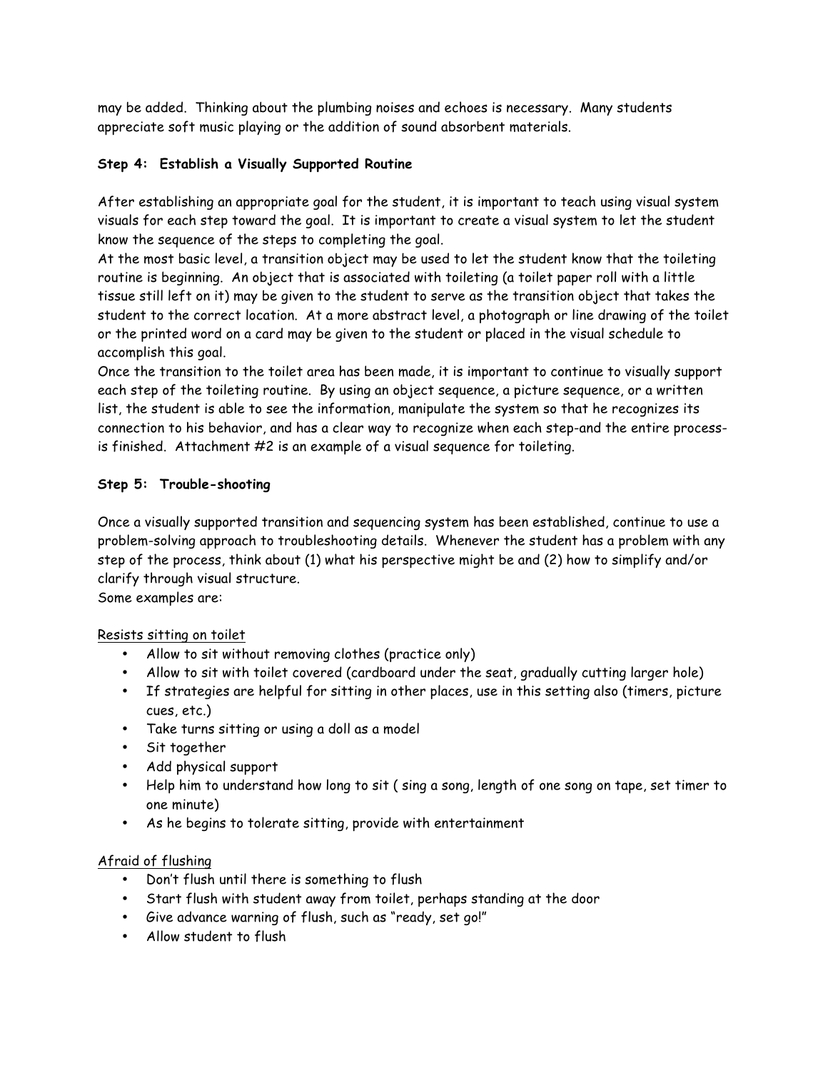may be added. Thinking about the plumbing noises and echoes is necessary. Many students appreciate soft music playing or the addition of sound absorbent materials.

### Step 4: Establish a Visually Supported Routine

After establishing an appropriate goal for the student, it is important to teach using visual system visuals for each step toward the goal. It is important to create a visual system to let the student know the sequence of the steps to completing the goal.

At the most basic level, a transition object may be used to let the student know that the toileting routine is beginning. An object that is associated with toileting (a toilet paper roll with a little tissue still left on it) may be given to the student to serve as the transition object that takes the student to the correct location. At a more abstract level, a photograph or line drawing of the toilet or the printed word on a card may be given to the student or placed in the visual schedule to accomplish this goal.

Once the transition to the toilet area has been made, it is important to continue to visually support each step of the toileting routine. By using an object sequence, a picture sequence, or a written list, the student is able to see the information, manipulate the system so that he recognizes its connection to his behavior, and has a clear way to recognize when each step-and the entire process-is finished. Attachment #2 is an example of a visual sequence for toileting.

### Step 5: Trouble-shooting

Once a visually supported transition and sequencing system has been established, continue to use a problem-solving approach to troubleshooting details. Whenever the student has a problem with any step of the process, think about (1) what his perspective might be and (2) how to simplify and/or clarify through visual structure.

Some examples are:

<u>Resists sitting on toilet</u>

- Allow to sit without removing clothes (practice only)
- Allow to sit with toilet covered (cardboard under the seat, gradually cutting larger hole)
- If strategies are helpful for sitting in other places, use in this setting also (timers, picture cues, etc.)
- Take turns sitting or using a doll as a model
- Sit together
- Add physical support
- Help him to understand how long to sit ( sing a song, length of one song on tape, set timer to one minute)
- As he begins to tolerate sitting, provide with entertainment

<u>Afraid of flushing</u>

- Don't flush until there is something to flush
- Start flush with student away from toilet, perhaps standing at the door
- Give advance warning of flush, such as "ready, set go!"
- Allow student to flush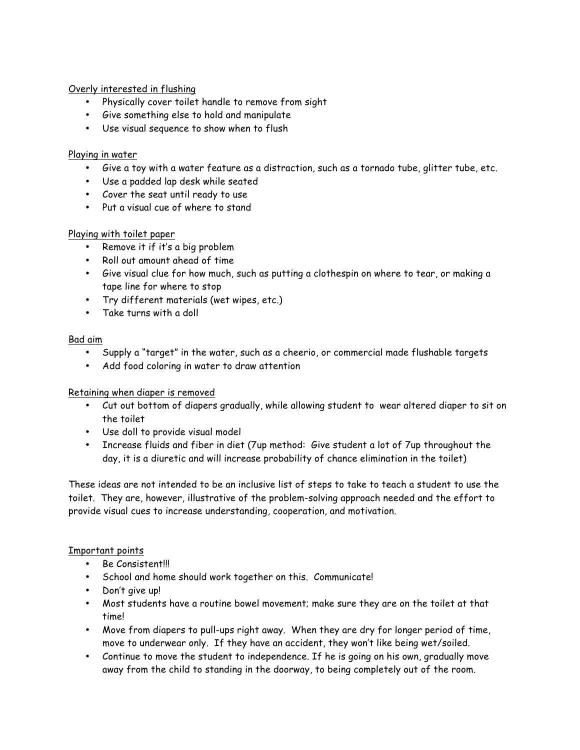Overly interested in flushing

- Physically cover toilet handle to remove from sight
- Give something else to hold and manipulate
- Use visual sequence to show when to flush

Playing in water

- Give a toy with a water feature as a distraction, such as a tornado tube, glitter tube, etc.
- Use a padded lap desk while seated
- Cover the seat until ready to use
- Put a visual cue of where to stand

Playing with toilet paper

- Remove it if it's a big problem
- Roll out amount ahead of time
- Give visual clue for how much, such as putting a clothespin on where to tear, or making a tape line for where to stop
- Try different materials (wet wipes, etc.)
- Take turns with a doll

Bad aim

- Supply a "target" in the water, such as a cheerio, or commercial made flushable targets
- Add food coloring in water to draw attention

Retaining when diaper is removed

- Cut out bottom of diapers gradually, while allowing student to wear altered diaper to sit on the toilet
- Use doll to provide visual model
- Increase fluids and fiber in diet (7up method: Give student a lot of 7up throughout the day, it is a diuretic and will increase probability of chance elimination in the toilet)

These ideas are not intended to be an inclusive list of steps to take to teach a student to use the toilet. They are, however, illustrative of the problem-solving approach needed and the effort to provide visual cues to increase understanding, cooperation, and motivation.

Important points

- Be Consistent!!!
- School and home should work together on this. Communicate!
- Don't give up!
- Most students have a routine bowel movement; make sure they are on the toilet at that time!
- Move from diapers to pull-ups right away. When they are dry for longer period of time, move to underwear only. If they have an accident, they won't like being wet/soiled.
- Continue to move the student to independence. If he is going on his own, gradually move away from the child to standing in the doorway, to being completely out of the room.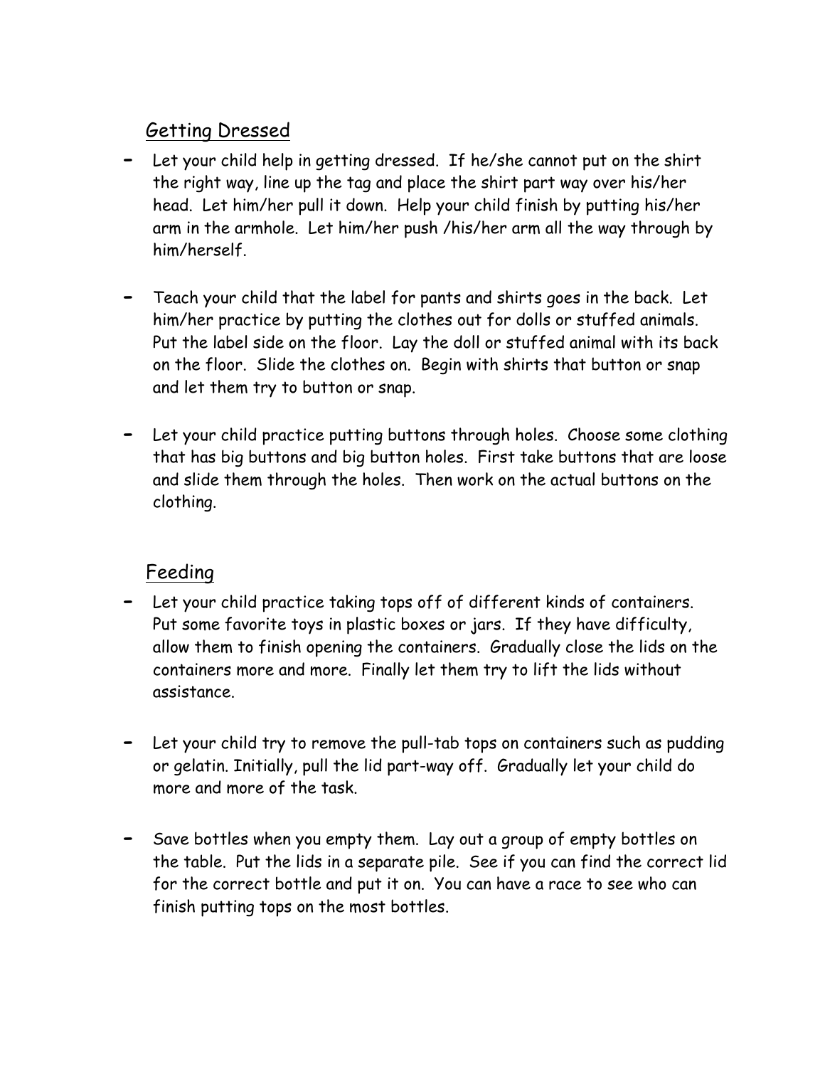## Getting Dressed

- Let your child help in getting dressed. If he/she cannot put on the shirt the right way, line up the tag and place the shirt part way over his/her head. Let him/her pull it down. Help your child finish by putting his/her arm in the armhole. Let him/her push /his/her arm all the way through by him/herself.

- Teach your child that the label for pants and shirts goes in the back. Let him/her practice by putting the clothes out for dolls or stuffed animals. Put the label side on the floor. Lay the doll or stuffed animal with its back on the floor. Slide the clothes on. Begin with shirts that button or snap and let them try to button or snap.

- Let your child practice putting buttons through holes. Choose some clothing that has big buttons and big button holes. First take buttons that are loose and slide them through the holes. Then work on the actual buttons on the clothing.

## Feeding

- Let your child practice taking tops off of different kinds of containers. Put some favorite toys in plastic boxes or jars. If they have difficulty, allow them to finish opening the containers. Gradually close the lids on the containers more and more. Finally let them try to lift the lids without assistance.

- Let your child try to remove the pull-tab tops on containers such as pudding or gelatin. Initially, pull the lid part-way off. Gradually let your child do more and more of the task.

- Save bottles when you empty them. Lay out a group of empty bottles on the table. Put the lids in a separate pile. See if you can find the correct lid for the correct bottle and put it on. You can have a race to see who can finish putting tops on the most bottles.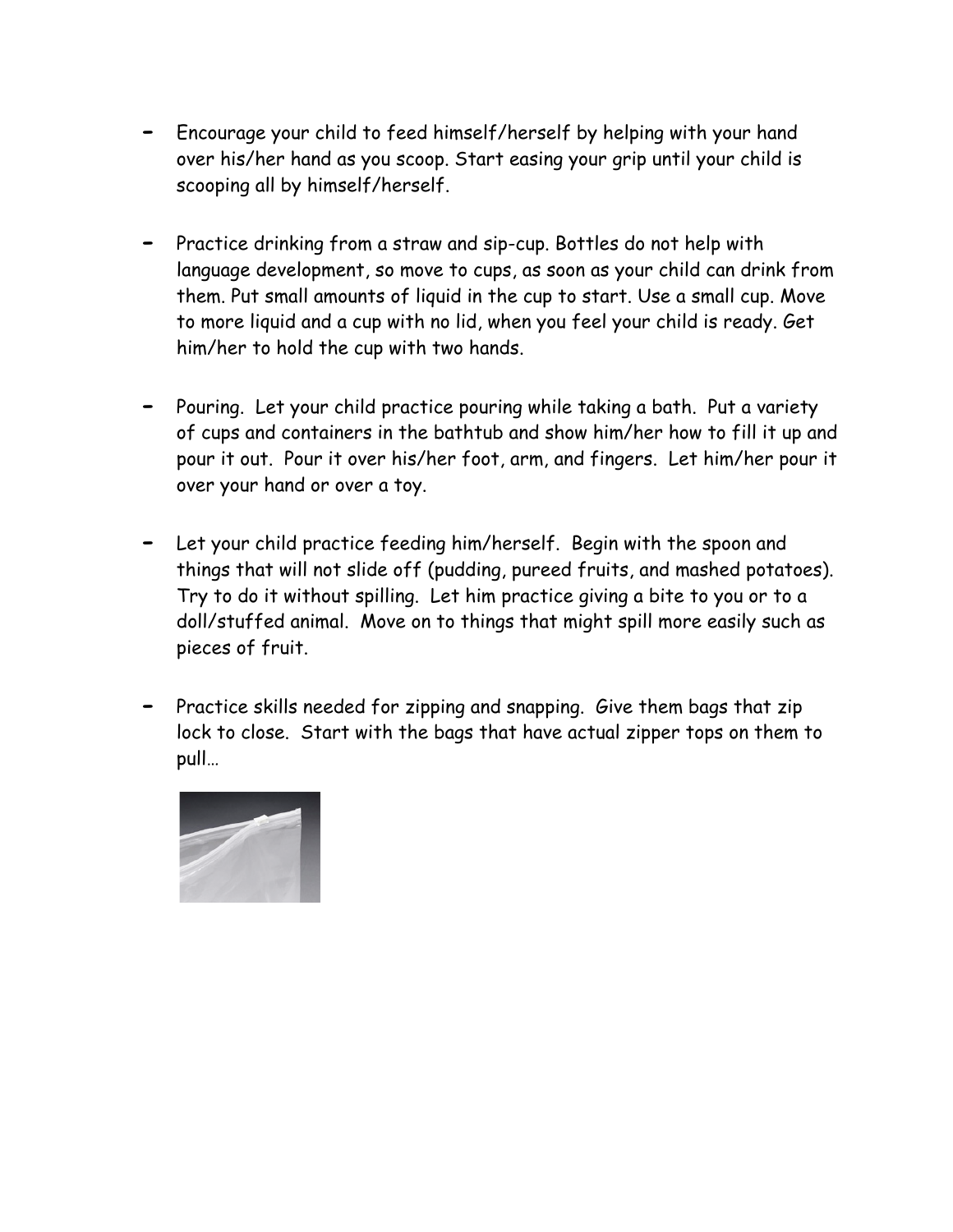- Encourage your child to feed himself/herself by helping with your hand over his/her hand as you scoop. Start easing your grip until your child is scooping all by himself/herself.

- Practice drinking from a straw and sip-cup. Bottles do not help with language development, so move to cups, as soon as your child can drink from them. Put small amounts of liquid in the cup to start. Use a small cup. Move to more liquid and a cup with no lid, when you feel your child is ready. Get him/her to hold the cup with two hands.

- Pouring. Let your child practice pouring while taking a bath. Put a variety of cups and containers in the bathtub and show him/her how to fill it up and pour it out. Pour it over his/her foot, arm, and fingers. Let him/her pour it over your hand or over a toy.

- Let your child practice feeding him/herself. Begin with the spoon and things that will not slide off (pudding, pureed fruits, and mashed potatoes). Try to do it without spilling. Let him practice giving a bite to you or to a doll/stuffed animal. Move on to things that might spill more easily such as pieces of fruit.

- Practice skills needed for zipping and snapping. Give them bags that zip lock to close. Start with the bags that have actual zipper tops on them to pull…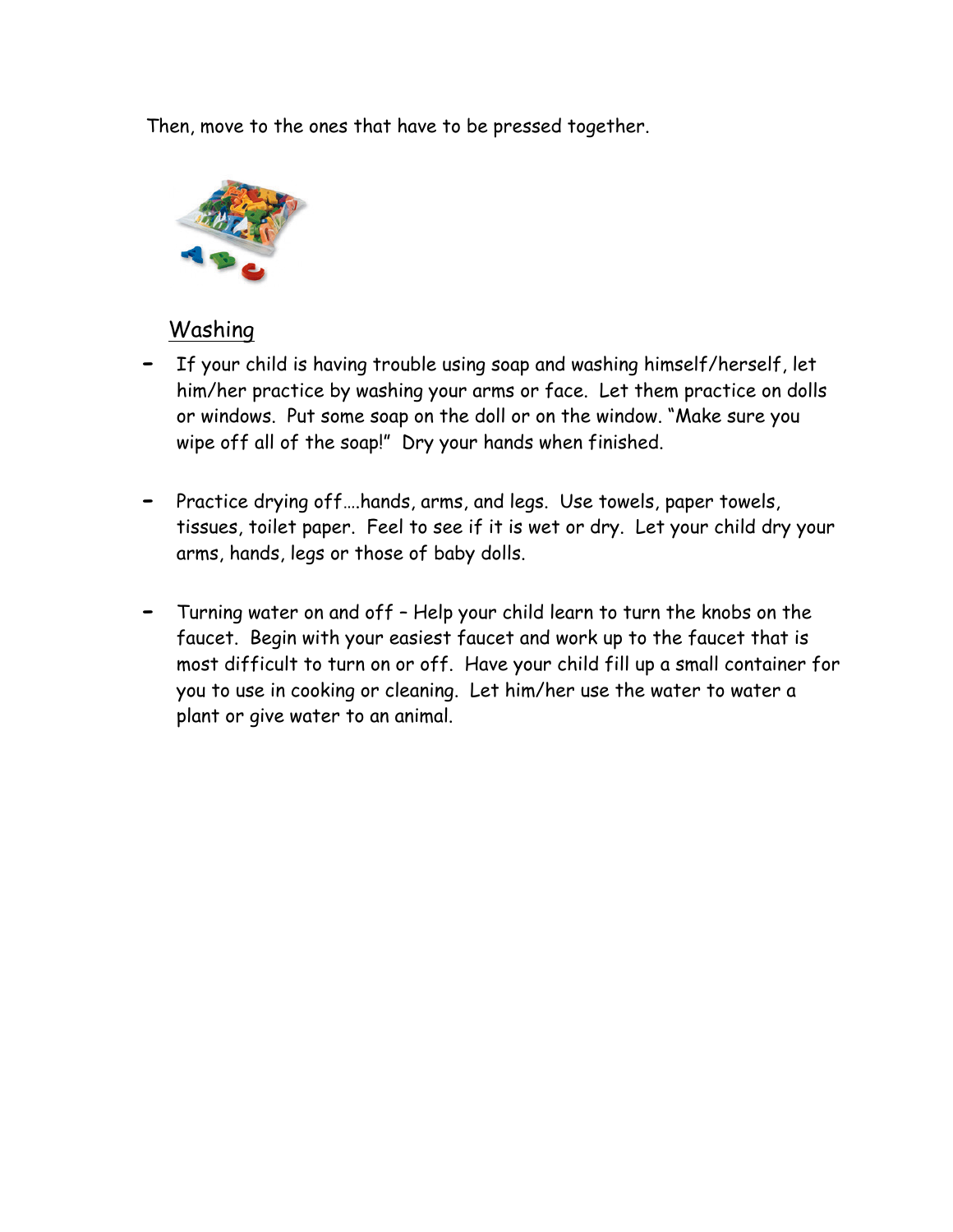Then, move to the ones that have to be pressed together.

## Washing

- If your child is having trouble using soap and washing himself/herself, let him/her practice by washing your arms or face.  Let them practice on dolls or windows.  Put some soap on the doll or on the window. "Make sure you wipe off all of the soap!"  Dry your hands when finished.

- Practice drying off….hands, arms, and legs.  Use towels, paper towels, tissues, toilet paper.  Feel to see if it is wet or dry.  Let your child dry your arms, hands, legs or those of baby dolls.

- Turning water on and off – Help your child learn to turn the knobs on the faucet.  Begin with your easiest faucet and work up to the faucet that is most difficult to turn on or off.  Have your child fill up a small container for you to use in cooking or cleaning.  Let him/her use the water to water a plant or give water to an animal.